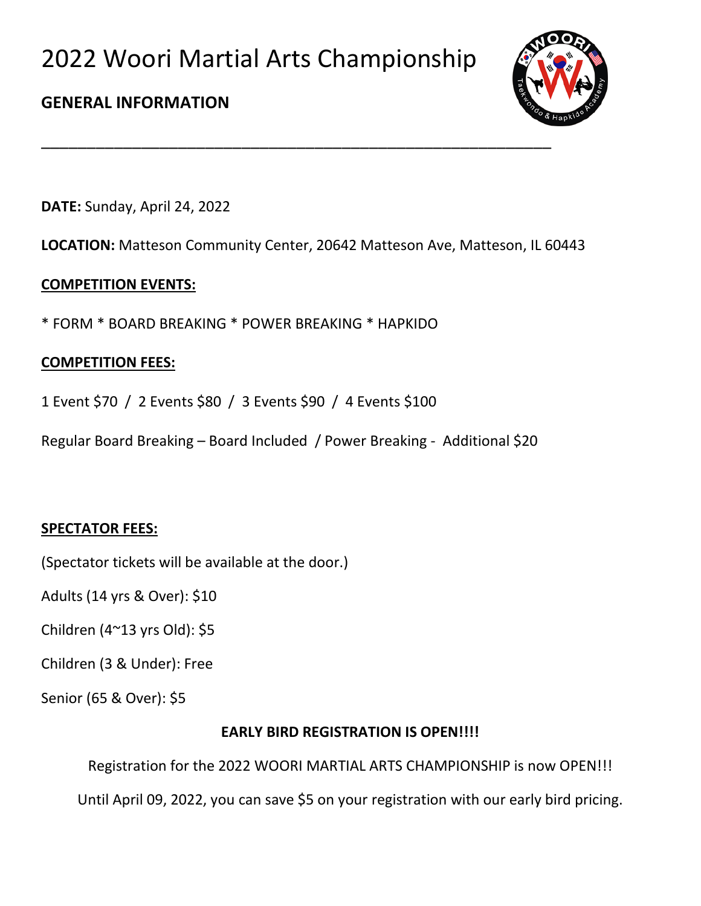# 2022 Woori Martial Arts Championship

## GENERAL INFORMATION

---

**DATE:** Sunday, April 24, 2022

**LOCATION:** Matteson Community Center, 20642 Matteson Ave, Matteson, IL 60443

**COMPETITION EVENTS:**

* FORM * BOARD BREAKING * POWER BREAKING * HAPKIDO

**COMPETITION FEES:**

1 Event $70 / 2 Events $80 / 3 Events $90 / 4 Events $100

Regular Board Breaking – Board Included / Power Breaking - Additional $20

**SPECTATOR FEES:**

(Spectator tickets will be available at the door.)

Adults (14 yrs & Over): $10

Children (4~13 yrs Old): $5

Children (3 & Under): Free

Senior (65 & Over): $5

**EARLY BIRD REGISTRATION IS OPEN!!!!**

Registration for the 2022 WOORI MARTIAL ARTS CHAMPIONSHIP is now OPEN!!!

Until April 09, 2022, you can save $5 on your registration with our early bird pricing.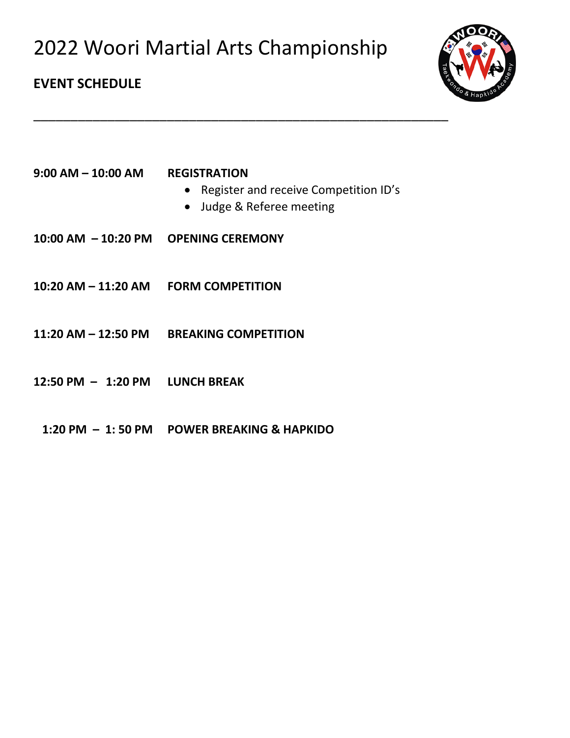# 2022 Woori Martial Arts Championship

**EVENT SCHEDULE**

---

**9:00 AM – 10:00 AM** **REGISTRATION**

- Register and receive Competition ID's
- Judge & Referee meeting

**10:00 AM – 10:20 PM** **OPENING CEREMONY**

**10:20 AM – 11:20 AM** **FORM COMPETITION**

**11:20 AM – 12:50 PM** **BREAKING COMPETITION**

**12:50 PM – 1:20 PM** **LUNCH BREAK**

**1:20 PM – 1: 50 PM** **POWER BREAKING & HAPKIDO**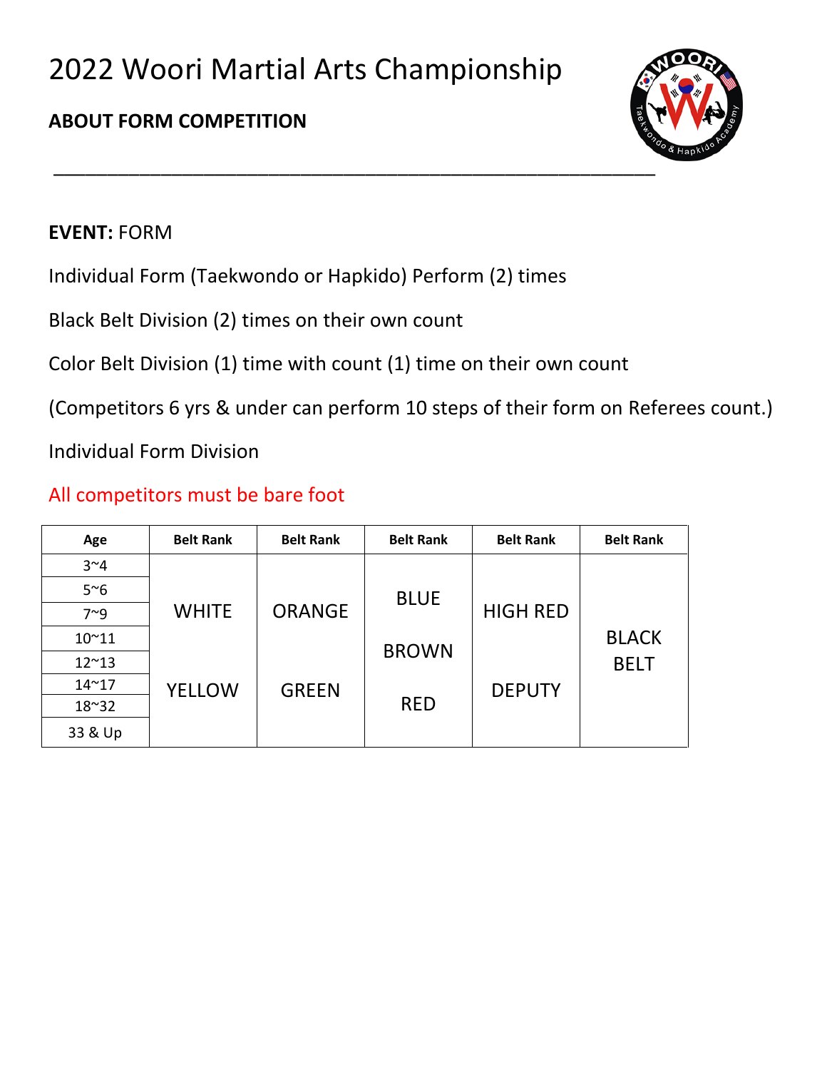# 2022 Woori Martial Arts Championship

**ABOUT FORM COMPETITION**

---

**EVENT:** FORM

Individual Form (Taekwondo or Hapkido) Perform (2) times

Black Belt Division (2) times on their own count

Color Belt Division (1) time with count (1) time on their own count

(Competitors 6 yrs & under can perform 10 steps of their form on Referees count.)

Individual Form Division

All competitors must be bare foot

| Age | Belt Rank | Belt Rank | Belt Rank | Belt Rank | Belt Rank |
|---|---|---|---|---|---|
| 3~4 | WHITE | ORANGE | BLUE | HIGH RED | BLACK BELT |
| 5~6 | | | | | |
| 7~9 | | | | | |
| 10~11 | | | BROWN | | |
| 12~13 | | | | | |
| 14~17 | YELLOW | GREEN | RED | DEPUTY | |
| 18~32 | | | | | |
| 33 & Up | | | | | |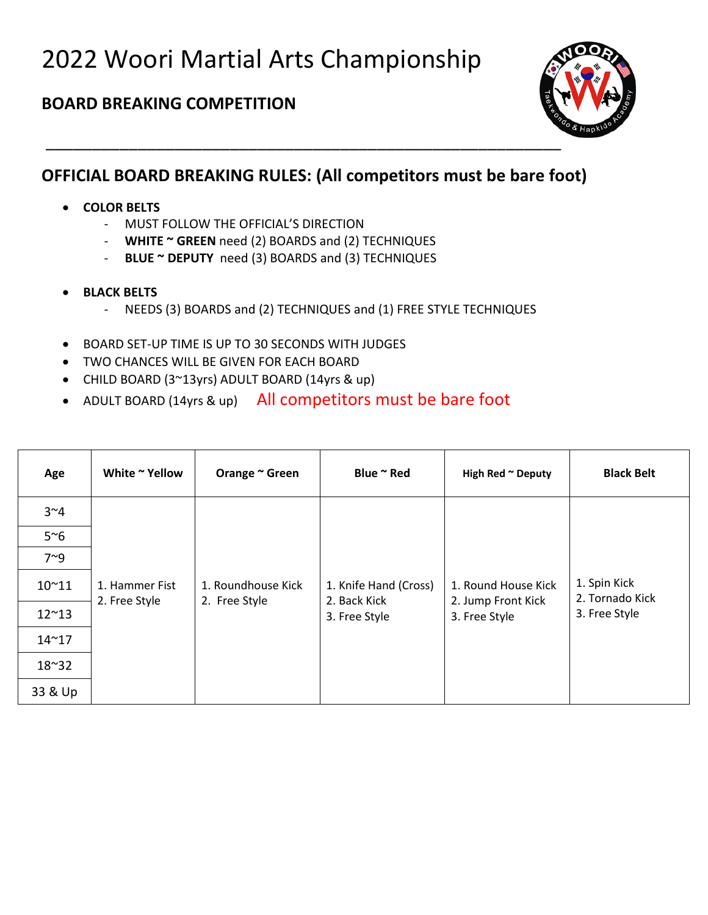# 2022 Woori Martial Arts Championship

## BOARD BREAKING COMPETITION

---

### OFFICIAL BOARD BREAKING RULES: (All competitors must be bare foot)

- **COLOR BELTS**
  - MUST FOLLOW THE OFFICIAL'S DIRECTION
  - **WHITE ~ GREEN** need (2) BOARDS and (2) TECHNIQUES
  - **BLUE ~ DEPUTY** need (3) BOARDS and (3) TECHNIQUES
- **BLACK BELTS**
  - NEEDS (3) BOARDS and (2) TECHNIQUES and (1) FREE STYLE TECHNIQUES
- BOARD SET-UP TIME IS UP TO 30 SECONDS WITH JUDGES
- TWO CHANCES WILL BE GIVEN FOR EACH BOARD
- CHILD BOARD (3~13yrs) ADULT BOARD (14yrs & up)
- ADULT BOARD (14yrs & up) All competitors must be bare foot

| Age | White ~ Yellow | Orange ~ Green | Blue ~ Red | High Red ~ Deputy | Black Belt |
|---|---|---|---|---|---|
| 3~4 | 1. Hammer Fist<br>2. Free Style | 1. Roundhouse Kick<br>2. Free Style | 1. Knife Hand (Cross)<br>2. Back Kick<br>3. Free Style | 1. Round House Kick<br>2. Jump Front Kick<br>3. Free Style | 1. Spin Kick<br>2. Tornado Kick<br>3. Free Style |
| 5~6 | | | | | |
| 7~9 | | | | | |
| 10~11 | | | | | |
| 12~13 | | | | | |
| 14~17 | | | | | |
| 18~32 | | | | | |
| 33 & Up | | | | | |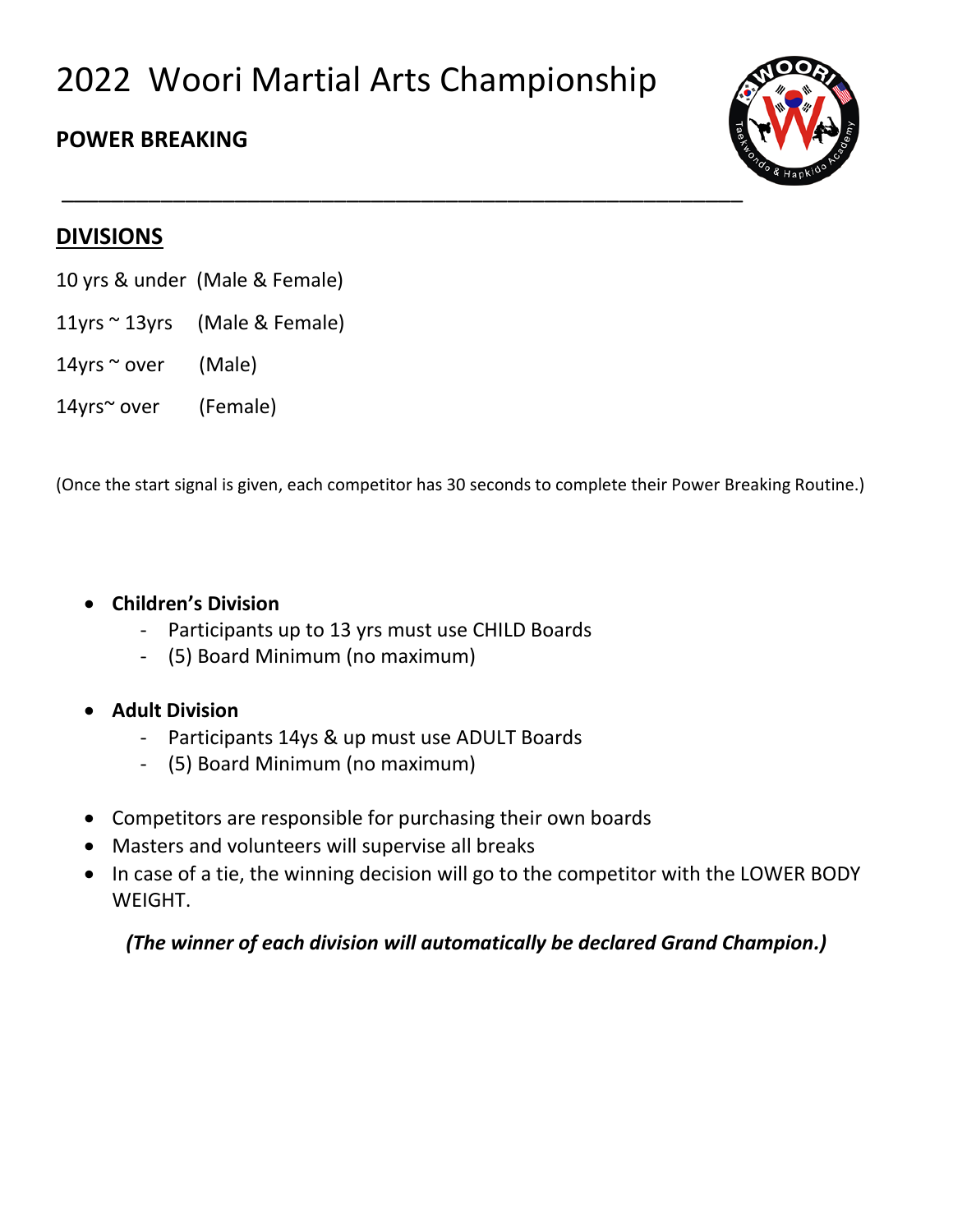# 2022 Woori Martial Arts Championship

## POWER BREAKING

---

## DIVISIONS

10 yrs & under (Male & Female)

11yrs ~ 13yrs (Male & Female)

14yrs ~ over (Male)

14yrs~ over (Female)

(Once the start signal is given, each competitor has 30 seconds to complete their Power Breaking Routine.)

- **Children's Division**
  - Participants up to 13 yrs must use CHILD Boards
  - (5) Board Minimum (no maximum)
- **Adult Division**
  - Participants 14ys & up must use ADULT Boards
  - (5) Board Minimum (no maximum)
- Competitors are responsible for purchasing their own boards
- Masters and volunteers will supervise all breaks
- In case of a tie, the winning decision will go to the competitor with the LOWER BODY WEIGHT.

***(The winner of each division will automatically be declared Grand Champion.)***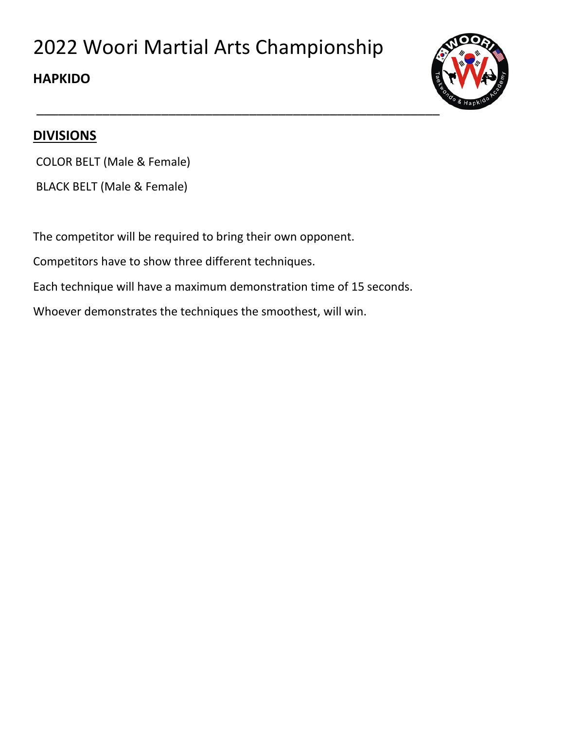# 2022 Woori Martial Arts Championship

**HAPKIDO**

---

## DIVISIONS

COLOR BELT (Male & Female)

BLACK BELT (Male & Female)

The competitor will be required to bring their own opponent.

Competitors have to show three different techniques.

Each technique will have a maximum demonstration time of 15 seconds.

Whoever demonstrates the techniques the smoothest, will win.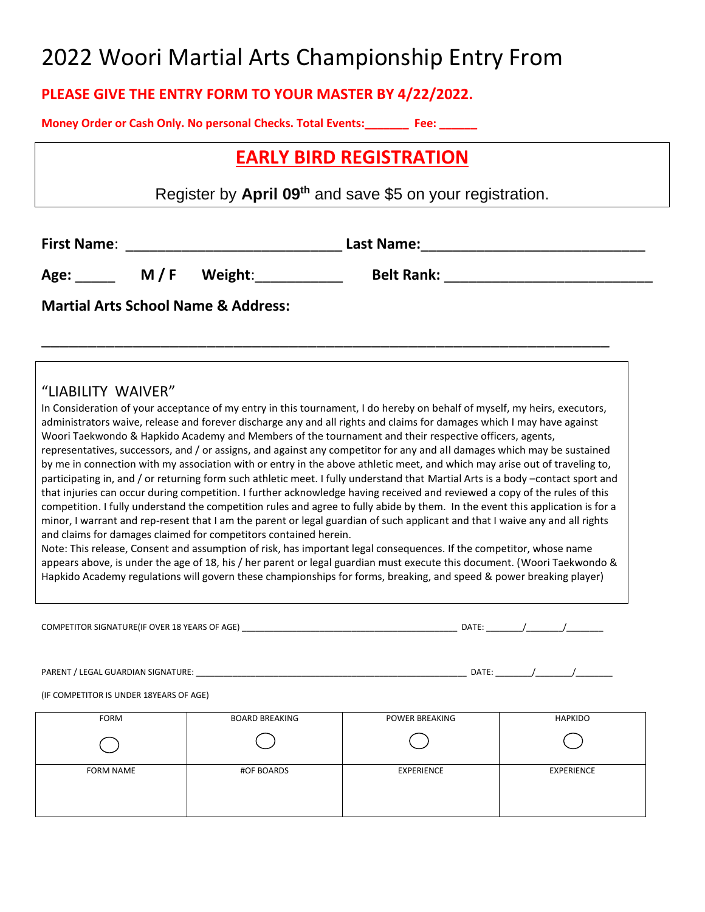# 2022 Woori Martial Arts Championship Entry From

**PLEASE GIVE THE ENTRY FORM TO YOUR MASTER BY 4/22/2022.**

**Money Order or Cash Only. No personal Checks. Total Events:_______ Fee: ______**

## EARLY BIRD REGISTRATION

Register by **April 09th** and save $5 on your registration.

**First Name**: ____________________________ **Last Name:**_____________________________

**Age:** _____ **M / F** **Weight**:___________ **Belt Rank:** ___________________________

**Martial Arts School Name & Address:**

___________________________________________________________________________

"LIABILITY WAIVER"

In Consideration of your acceptance of my entry in this tournament, I do hereby on behalf of myself, my heirs, executors, administrators waive, release and forever discharge any and all rights and claims for damages which I may have against Woori Taekwondo & Hapkido Academy and Members of the tournament and their respective officers, agents, representatives, successors, and / or assigns, and against any competitor for any and all damages which may be sustained by me in connection with my association with or entry in the above athletic meet, and which may arise out of traveling to, participating in, and / or returning form such athletic meet. I fully understand that Martial Arts is a body –contact sport and that injuries can occur during competition. I further acknowledge having received and reviewed a copy of the rules of this competition. I fully understand the competition rules and agree to fully abide by them. In the event this application is for a minor, I warrant and rep-resent that I am the parent or legal guardian of such applicant and that I waive any and all rights and claims for damages claimed for competitors contained herein.

Note: This release, Consent and assumption of risk, has important legal consequences. If the competitor, whose name appears above, is under the age of 18, his / her parent or legal guardian must execute this document. (Woori Taekwondo & Hapkido Academy regulations will govern these championships for forms, breaking, and speed & power breaking player)

COMPETITOR SIGNATURE(IF OVER 18 YEARS OF AGE) ____________________________________________ DATE: _______/_______/_______

PARENT / LEGAL GUARDIAN SIGNATURE: ________________________________________________________ DATE: _______/_______/_______

(IF COMPETITOR IS UNDER 18YEARS OF AGE)

| FORM | BOARD BREAKING | POWER BREAKING | HAPKIDO |
|---|---|---|---|
| ◯ | ◯ | ◯ | ◯ |
| FORM NAME | #OF BOARDS | EXPERIENCE | EXPERIENCE |
| | | | |